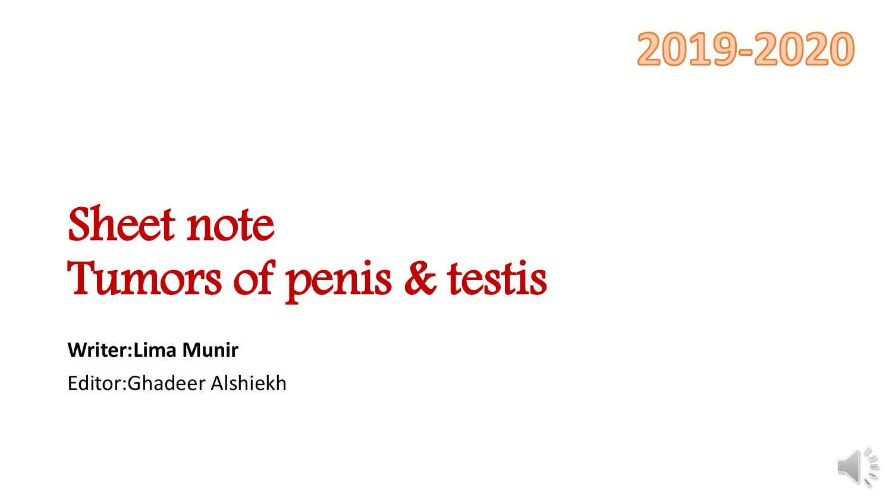2019-2020

# Sheet note
# Tumors of penis & testis

**Writer:Lima Munir**

Editor:Ghadeer Alshiekh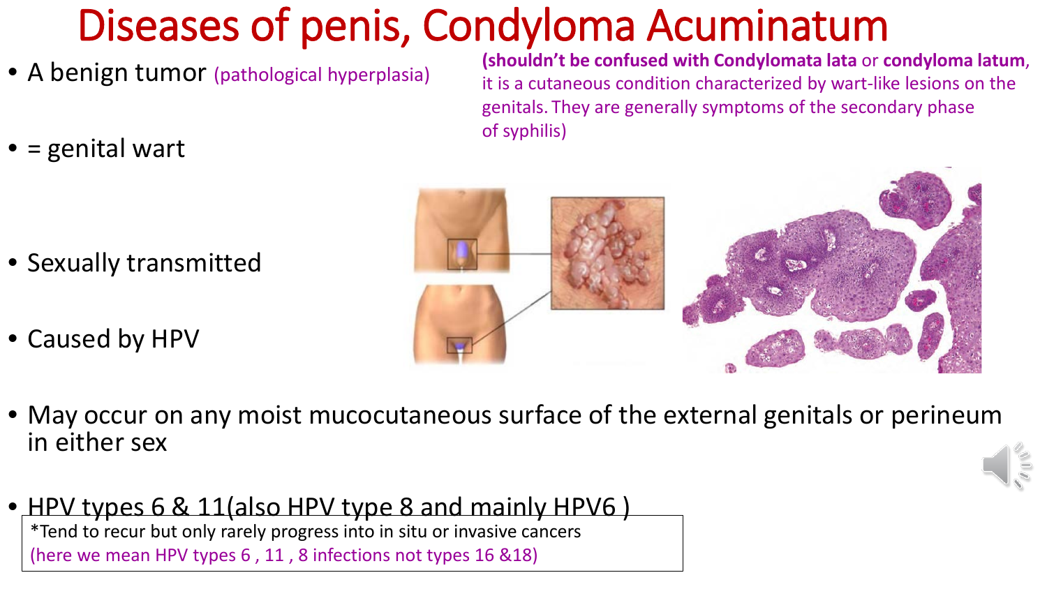# Diseases of penis, Condyloma Acuminatum

- A benign tumor (pathological hyperplasia)
- = genital wart

**(shouldn't be confused with Condylomata lata** or **condyloma latum**, it is a cutaneous condition characterized by wart-like lesions on the genitals. They are generally symptoms of the secondary phase of syphilis)

- Sexually transmitted
- Caused by HPV
- May occur on any moist mucocutaneous surface of the external genitals or perineum in either sex
- HPV types 6 & 11(also HPV type 8 and mainly HPV6 )

*Tend to recur but only rarely progress into in situ or invasive cancers
(here we mean HPV types 6 , 11 , 8 infections not types 16 &18)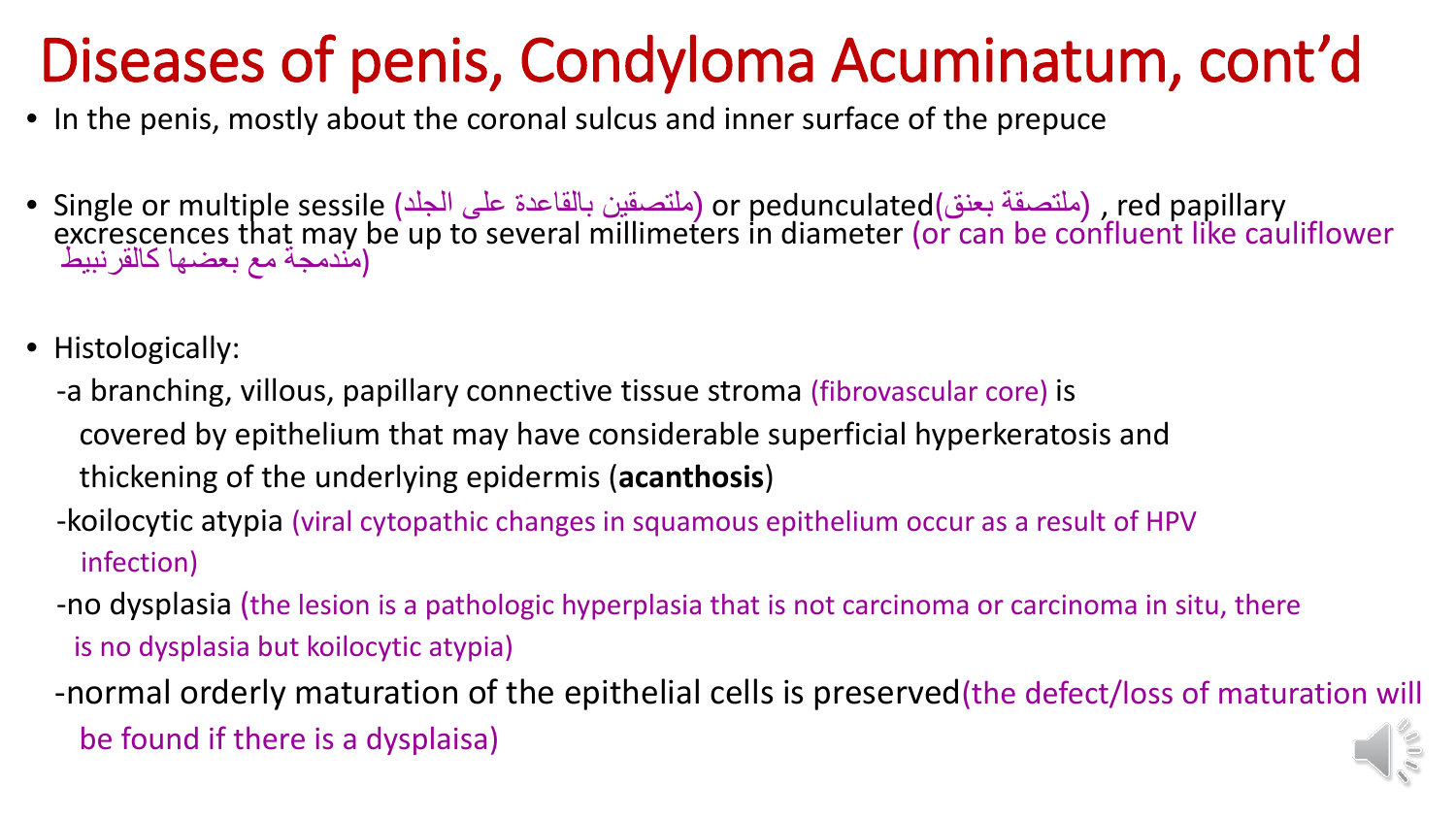# Diseases of penis, Condyloma Acuminatum, cont'd

- In the penis, mostly about the coronal sulcus and inner surface of the prepuce
- Single or multiple sessile (ملتصقين بالقاعدة على الجلد) or pedunculated(ملتصقة بعنق) , red papillary excrescences that may be up to several millimeters in diameter (or can be confluent like cauliflower مندمجة مع بعضها كالقرنبيط)
- Histologically:

  -a branching, villous, papillary connective tissue stroma (fibrovascular core) is covered by epithelium that may have considerable superficial hyperkeratosis and thickening of the underlying epidermis (**acanthosis**)

  -koilocytic atypia (viral cytopathic changes in squamous epithelium occur as a result of HPV infection)

  -no dysplasia (the lesion is a pathologic hyperplasia that is not carcinoma or carcinoma in situ, there is no dysplasia but koilocytic atypia)

  -normal orderly maturation of the epithelial cells is preserved(the defect/loss of maturation will be found if there is a dysplaisa)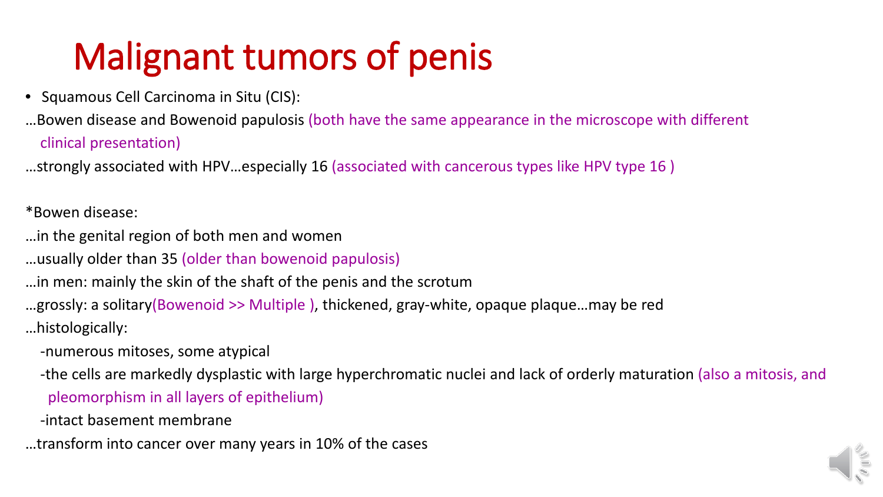# Malignant tumors of penis

- Squamous Cell Carcinoma in Situ (CIS):

…Bowen disease and Bowenoid papulosis (both have the same appearance in the microscope with different clinical presentation)

…strongly associated with HPV…especially 16 (associated with cancerous types like HPV type 16 )

*Bowen disease:

…in the genital region of both men and women

…usually older than 35 (older than bowenoid papulosis)

…in men: mainly the skin of the shaft of the penis and the scrotum

…grossly: a solitary(Bowenoid >> Multiple ), thickened, gray-white, opaque plaque…may be red

…histologically:

-numerous mitoses, some atypical

-the cells are markedly dysplastic with large hyperchromatic nuclei and lack of orderly maturation (also a mitosis, and pleomorphism in all layers of epithelium)

-intact basement membrane

…transform into cancer over many years in 10% of the cases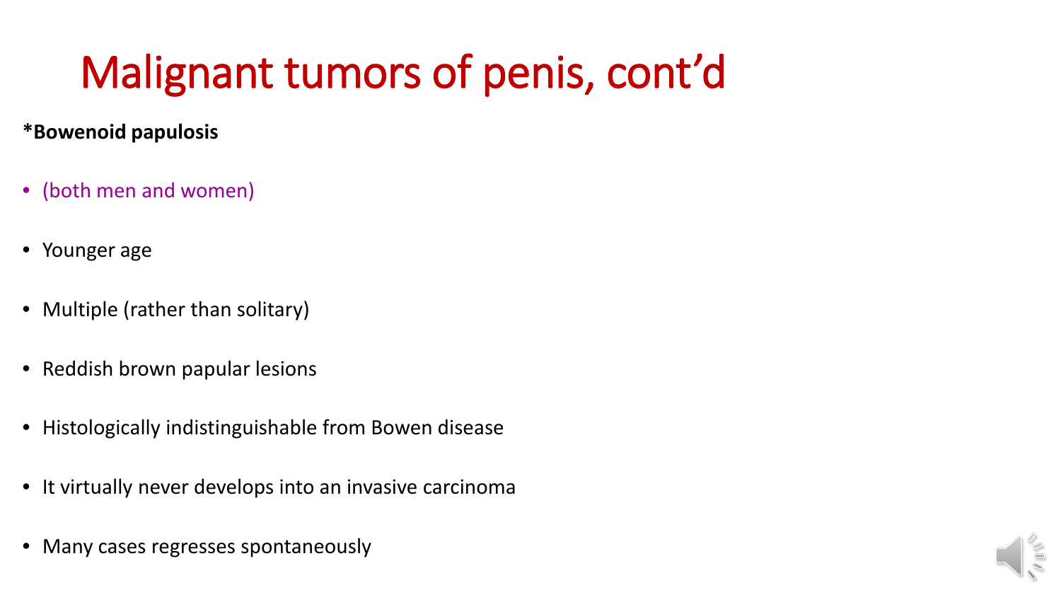# Malignant tumors of penis, cont'd

**\*Bowenoid papulosis**

- (both men and women)
- Younger age
- Multiple (rather than solitary)
- Reddish brown papular lesions
- Histologically indistinguishable from Bowen disease
- It virtually never develops into an invasive carcinoma
- Many cases regresses spontaneously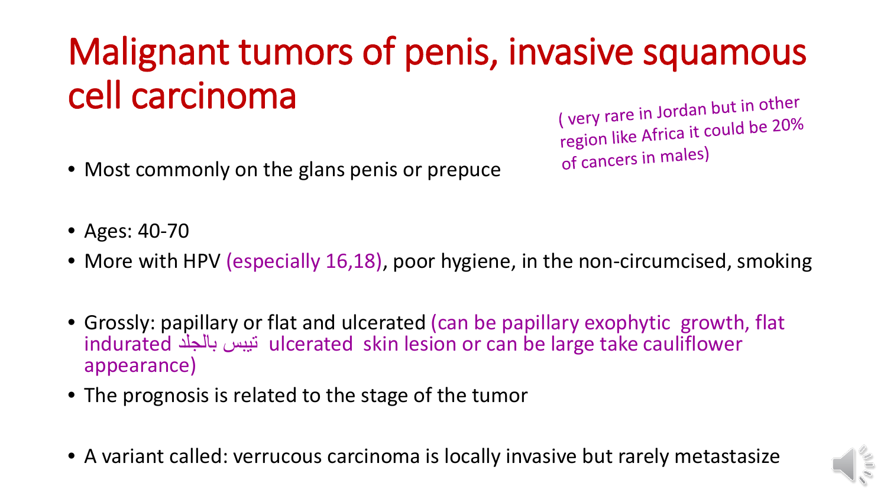# Malignant tumors of penis, invasive squamous cell carcinoma

( very rare in Jordan but in other region like Africa it could be 20% of cancers in males)

- Most commonly on the glans penis or prepuce
- Ages: 40-70
- More with HPV (especially 16,18), poor hygiene, in the non-circumcised, smoking
- Grossly: papillary or flat and ulcerated (can be papillary exophytic growth, flat indurated تيبس بالجلد ulcerated skin lesion or can be large take cauliflower appearance)
- The prognosis is related to the stage of the tumor
- A variant called: verrucous carcinoma is locally invasive but rarely metastasize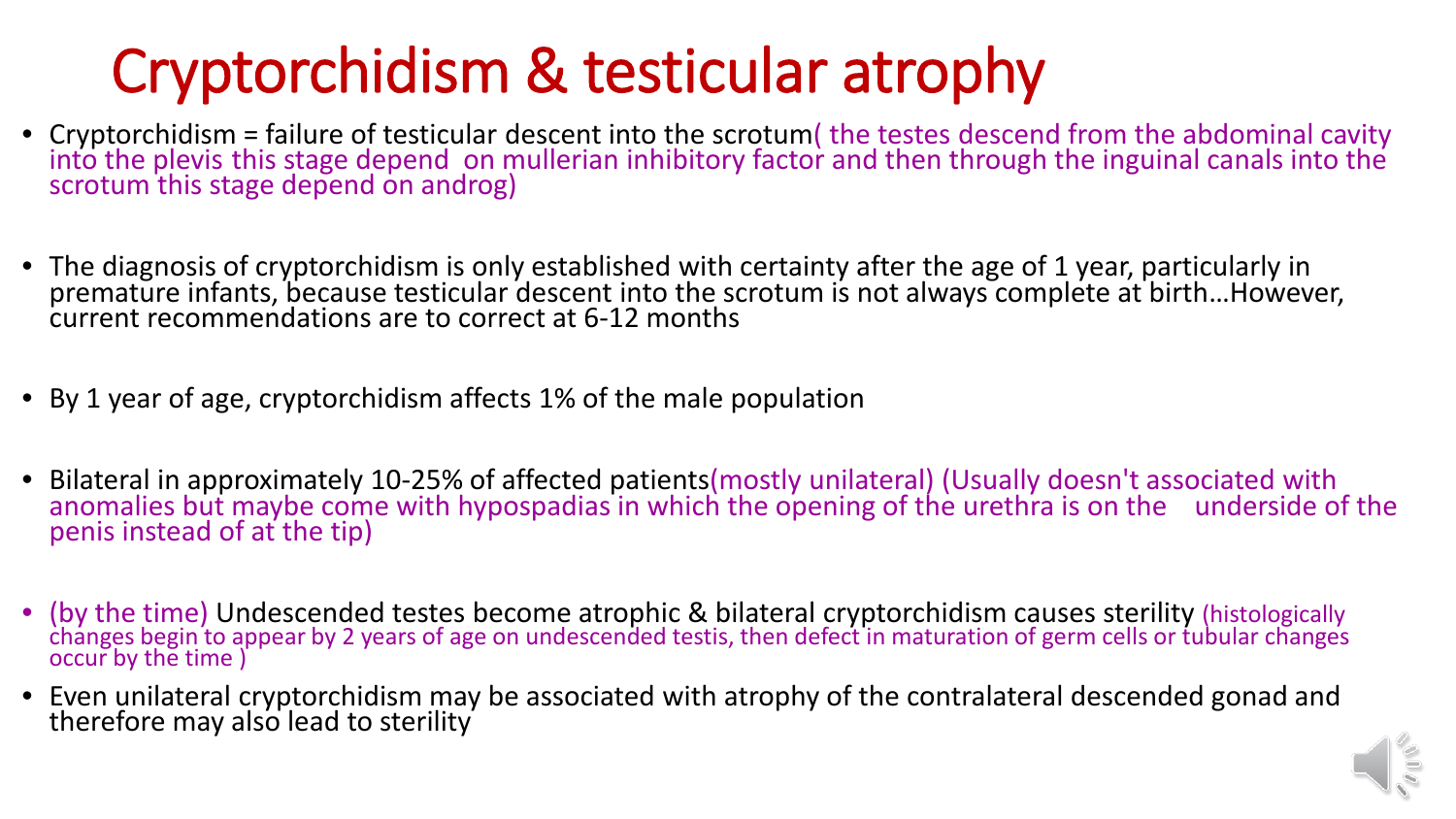# Cryptorchidism & testicular atrophy

- Cryptorchidism = failure of testicular descent into the scrotum( the testes descend from the abdominal cavity into the plevis this stage depend on mullerian inhibitory factor and then through the inguinal canals into the scrotum this stage depend on androg)
- The diagnosis of cryptorchidism is only established with certainty after the age of 1 year, particularly in premature infants, because testicular descent into the scrotum is not always complete at birth…However, current recommendations are to correct at 6-12 months
- By 1 year of age, cryptorchidism affects 1% of the male population
- Bilateral in approximately 10-25% of affected patients(mostly unilateral) (Usually doesn't associated with anomalies but maybe come with hypospadias in which the opening of the urethra is on the underside of the penis instead of at the tip)
- (by the time) Undescended testes become atrophic & bilateral cryptorchidism causes sterility (histologically changes begin to appear by 2 years of age on undescended testis, then defect in maturation of germ cells or tubular changes occur by the time )
- Even unilateral cryptorchidism may be associated with atrophy of the contralateral descended gonad and therefore may also lead to sterility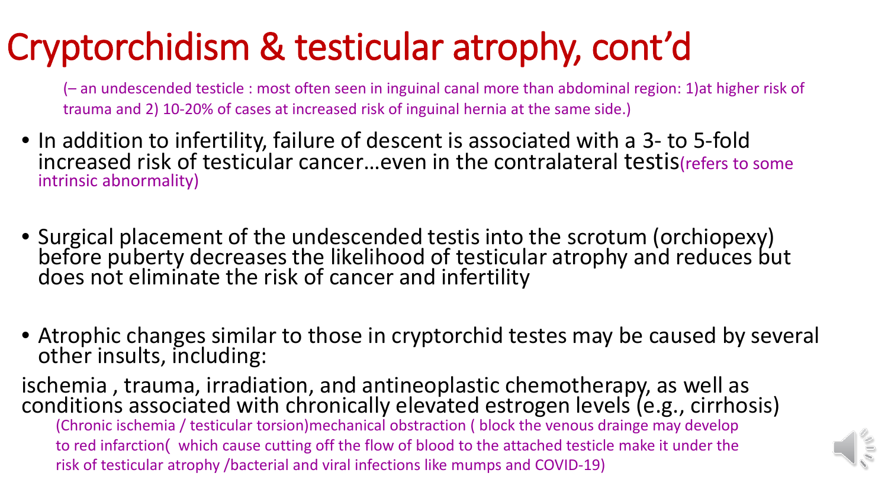# Cryptorchidism & testicular atrophy, cont'd

(– an undescended testicle : most often seen in inguinal canal more than abdominal region: 1)at higher risk of trauma and 2) 10-20% of cases at increased risk of inguinal hernia at the same side.)

- In addition to infertility, failure of descent is associated with a 3- to 5-fold increased risk of testicular cancer…even in the contralateral testis(refers to some intrinsic abnormality)

- Surgical placement of the undescended testis into the scrotum (orchiopexy) before puberty decreases the likelihood of testicular atrophy and reduces but does not eliminate the risk of cancer and infertility

- Atrophic changes similar to those in cryptorchid testes may be caused by several other insults, including:

ischemia , trauma, irradiation, and antineoplastic chemotherapy, as well as conditions associated with chronically elevated estrogen levels (e.g., cirrhosis)

(Chronic ischemia / testicular torsion)mechanical obstraction ( block the venous drainge may develop to red infarction( which cause cutting off the flow of blood to the attached testicle make it under the risk of testicular atrophy /bacterial and viral infections like mumps and COVID-19)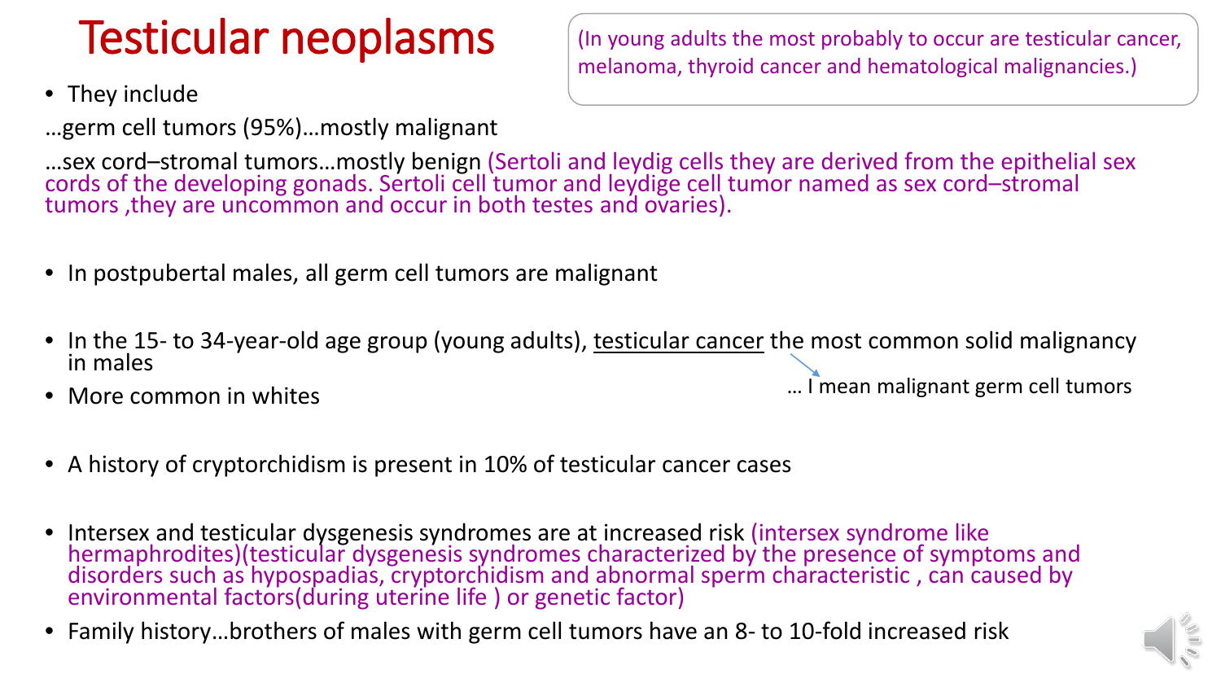# Testicular neoplasms

(In young adults the most probably to occur are testicular cancer, melanoma, thyroid cancer and hematological malignancies.)

- They include

…germ cell tumors (95%)…mostly malignant

…sex cord–stromal tumors…mostly benign (Sertoli and leydig cells they are derived from the epithelial sex cords of the developing gonads. Sertoli cell tumor and leydige cell tumor named as sex cord–stromal tumors ,they are uncommon and occur in both testes and ovaries).

- In postpubertal males, all germ cell tumors are malignant

- In the 15- to 34-year-old age group (young adults), testicular cancer the most common solid malignancy in males
- More common in whites

… I mean malignant germ cell tumors

- A history of cryptorchidism is present in 10% of testicular cancer cases

- Intersex and testicular dysgenesis syndromes are at increased risk (intersex syndrome like hermaphrodites)(testicular dysgenesis syndromes characterized by the presence of symptoms and disorders such as hypospadias, cryptorchidism and abnormal sperm characteristic , can caused by environmental factors(during uterine life ) or genetic factor)
- Family history…brothers of males with germ cell tumors have an 8- to 10-fold increased risk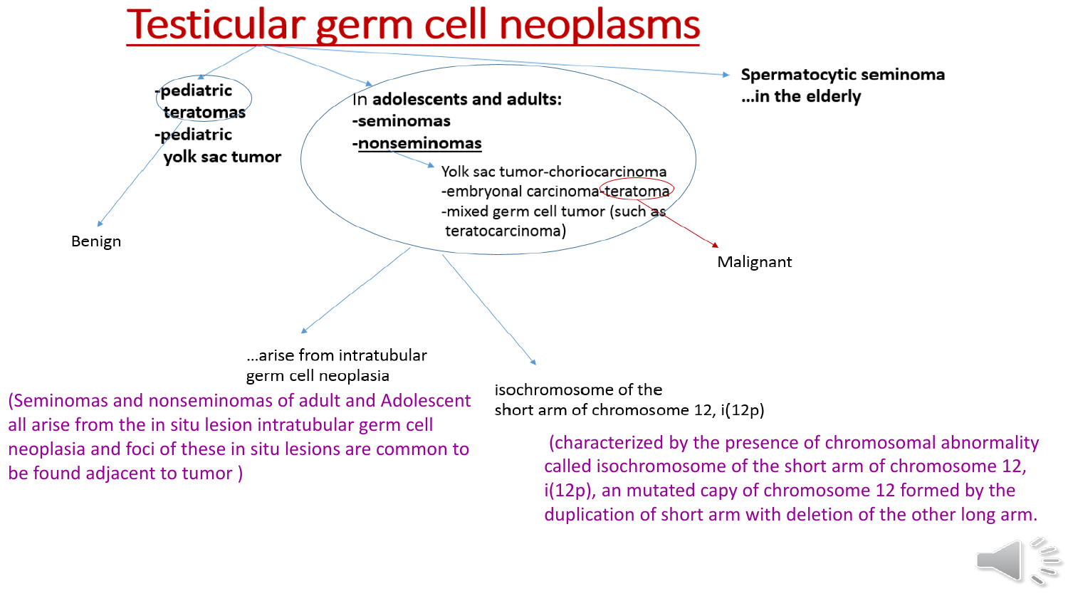# Testicular germ cell neoplasms

-pediatric teratomas
-pediatric yolk sac tumor

Benign

In **adolescents and adults:**
**-seminomas**
**-nonseminomas**

Yolk sac tumor-choriocarcinoma
-embryonal carcinoma-teratoma
-mixed germ cell tumor (such as teratocarcinoma)

Malignant

**Spermatocytic seminoma**
**…in the elderly**

…arise from intratubular germ cell neoplasia

(Seminomas and nonseminomas of adult and Adolescent all arise from the in situ lesion intratubular germ cell neoplasia and foci of these in situ lesions are common to be found adjacent to tumor )

isochromosome of the short arm of chromosome 12, i(12p)

(characterized by the presence of chromosomal abnormality called isochromosome of the short arm of chromosome 12, i(12p), an mutated capy of chromosome 12 formed by the duplication of short arm with deletion of the other long arm.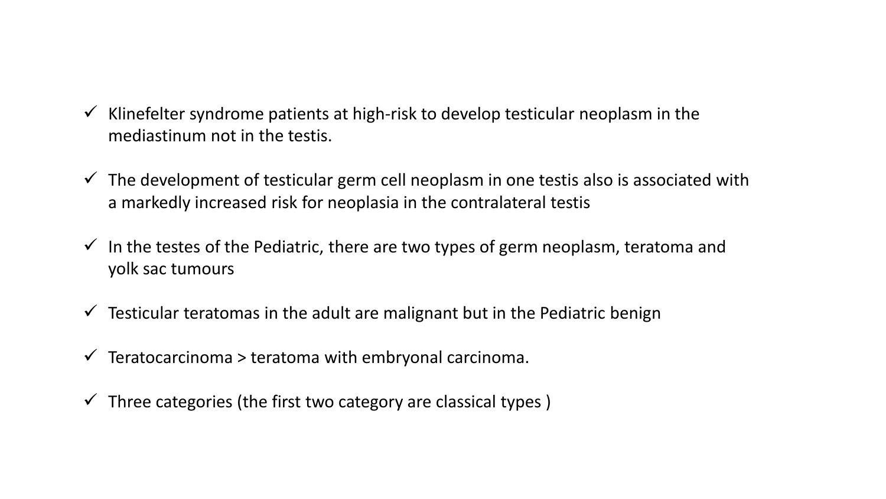- ✓ Klinefelter syndrome patients at high-risk to develop testicular neoplasm in the mediastinum not in the testis.
- ✓ The development of testicular germ cell neoplasm in one testis also is associated with a markedly increased risk for neoplasia in the contralateral testis
- ✓ In the testes of the Pediatric, there are two types of germ neoplasm, teratoma and yolk sac tumours
- ✓ Testicular teratomas in the adult are malignant but in the Pediatric benign
- ✓ Teratocarcinoma > teratoma with embryonal carcinoma.
- ✓ Three categories (the first two category are classical types )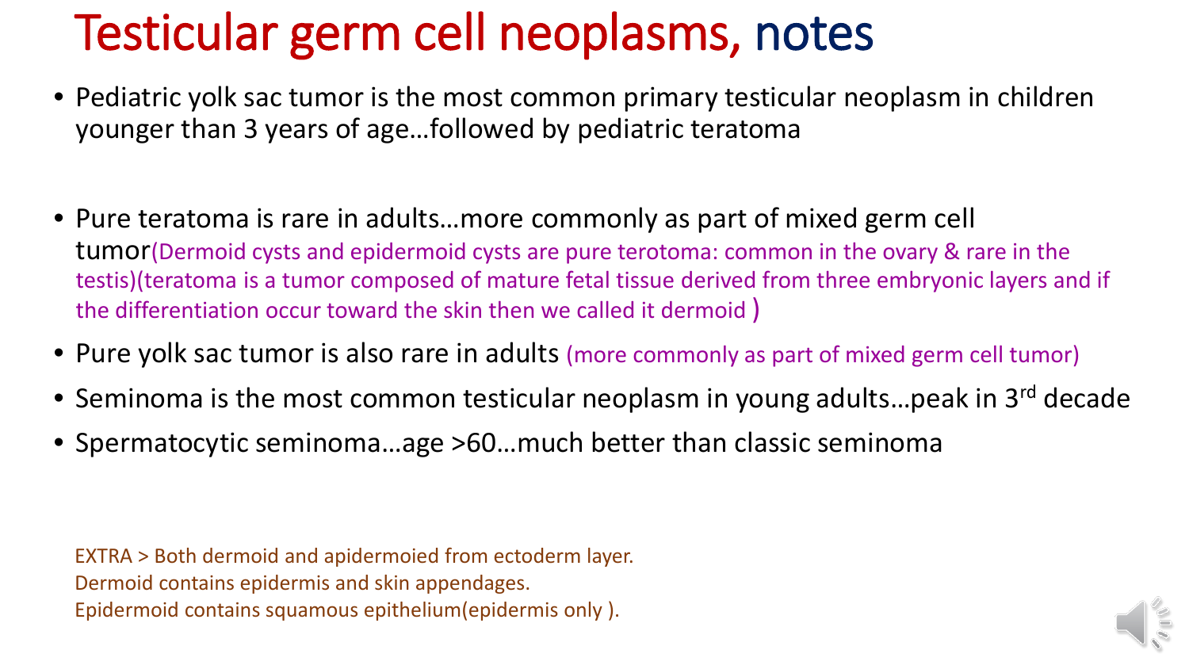# Testicular germ cell neoplasms, notes

- Pediatric yolk sac tumor is the most common primary testicular neoplasm in children younger than 3 years of age…followed by pediatric teratoma
- Pure teratoma is rare in adults…more commonly as part of mixed germ cell tumor(Dermoid cysts and epidermoid cysts are pure terotoma: common in the ovary & rare in the testis)(teratoma is a tumor composed of mature fetal tissue derived from three embryonic layers and if the differentiation occur toward the skin then we called it dermoid )
- Pure yolk sac tumor is also rare in adults (more commonly as part of mixed germ cell tumor)
- Seminoma is the most common testicular neoplasm in young adults…peak in 3rd decade
- Spermatocytic seminoma…age >60…much better than classic seminoma

EXTRA > Both dermoid and apidermoied from ectoderm layer.
Dermoid contains epidermis and skin appendages.
Epidermoid contains squamous epithelium(epidermis only ).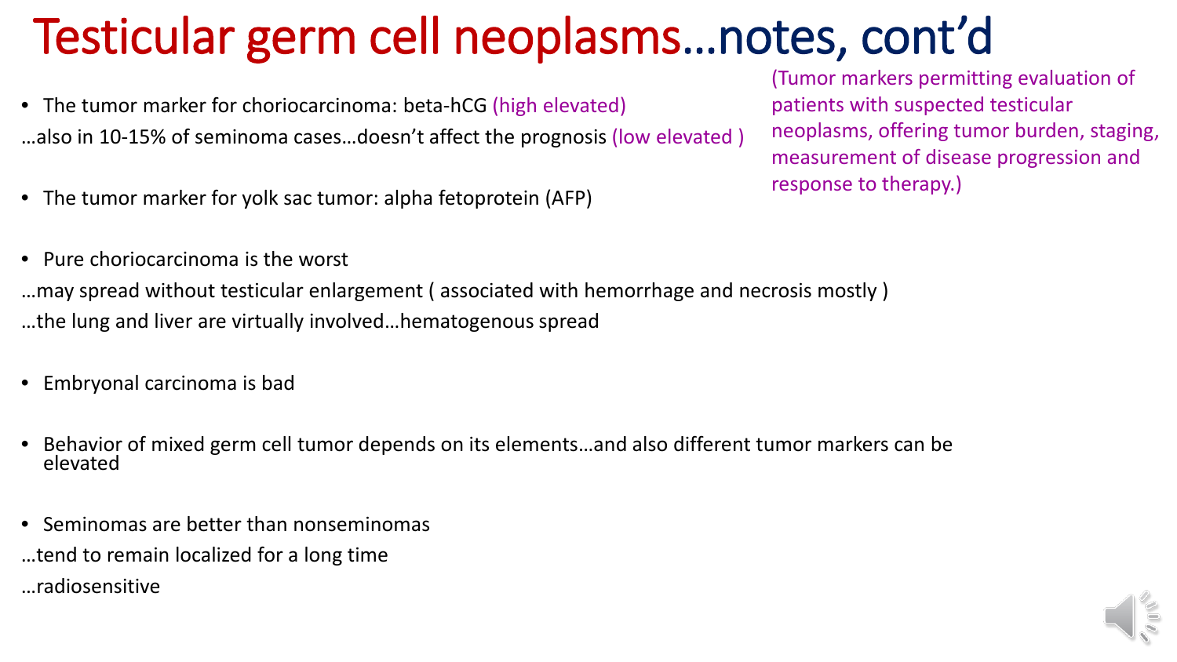# Testicular germ cell neoplasms…notes, cont'd

(Tumor markers permitting evaluation of patients with suspected testicular neoplasms, offering tumor burden, staging, measurement of disease progression and response to therapy.)

- The tumor marker for choriocarcinoma: beta-hCG (high elevated)

…also in 10-15% of seminoma cases…doesn't affect the prognosis (low elevated )

- The tumor marker for yolk sac tumor: alpha fetoprotein (AFP)

- Pure choriocarcinoma is the worst

…may spread without testicular enlargement ( associated with hemorrhage and necrosis mostly )

…the lung and liver are virtually involved…hematogenous spread

- Embryonal carcinoma is bad

- Behavior of mixed germ cell tumor depends on its elements…and also different tumor markers can be elevated

- Seminomas are better than nonseminomas

…tend to remain localized for a long time

…radiosensitive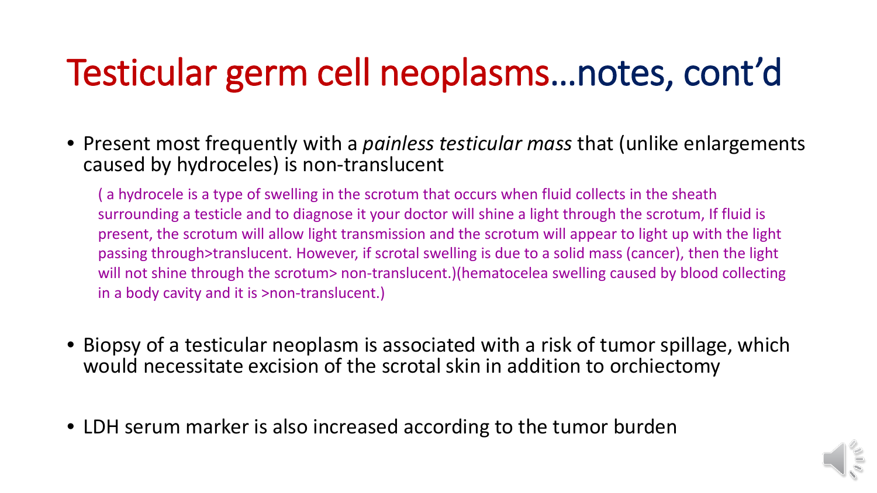# Testicular germ cell neoplasms…notes, cont'd

- Present most frequently with a *painless testicular mass* that (unlike enlargements caused by hydroceles) is non-translucent

  ( a hydrocele is a type of swelling in the scrotum that occurs when fluid collects in the sheath surrounding a testicle and to diagnose it your doctor will shine a light through the scrotum, If fluid is present, the scrotum will allow light transmission and the scrotum will appear to light up with the light passing through>translucent. However, if scrotal swelling is due to a solid mass (cancer), then the light will not shine through the scrotum> non-translucent.)(hematocelea swelling caused by blood collecting in a body cavity and it is >non-translucent.)

- Biopsy of a testicular neoplasm is associated with a risk of tumor spillage, which would necessitate excision of the scrotal skin in addition to orchiectomy

- LDH serum marker is also increased according to the tumor burden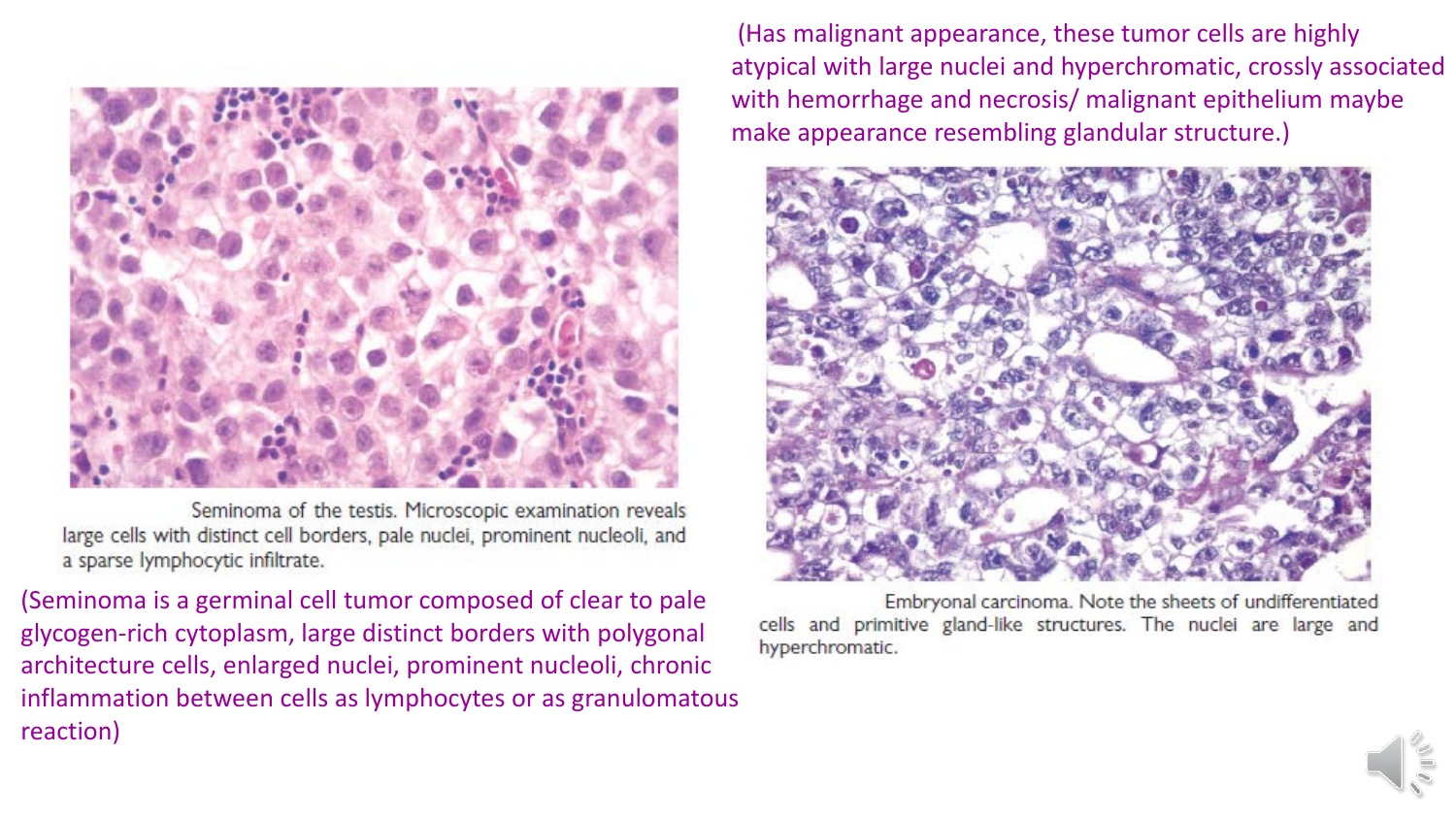Seminoma of the testis. Microscopic examination reveals large cells with distinct cell borders, pale nuclei, prominent nucleoli, and a sparse lymphocytic infiltrate.

(Seminoma is a germinal cell tumor composed of clear to pale glycogen-rich cytoplasm, large distinct borders with polygonal architecture cells, enlarged nuclei, prominent nucleoli, chronic inflammation between cells as lymphocytes or as granulomatous reaction)

(Has malignant appearance, these tumor cells are highly atypical with large nuclei and hyperchromatic, crossly associated with hemorrhage and necrosis/ malignant epithelium maybe make appearance resembling glandular structure.)

Embryonal carcinoma. Note the sheets of undifferentiated cells and primitive gland-like structures. The nuclei are large and hyperchromatic.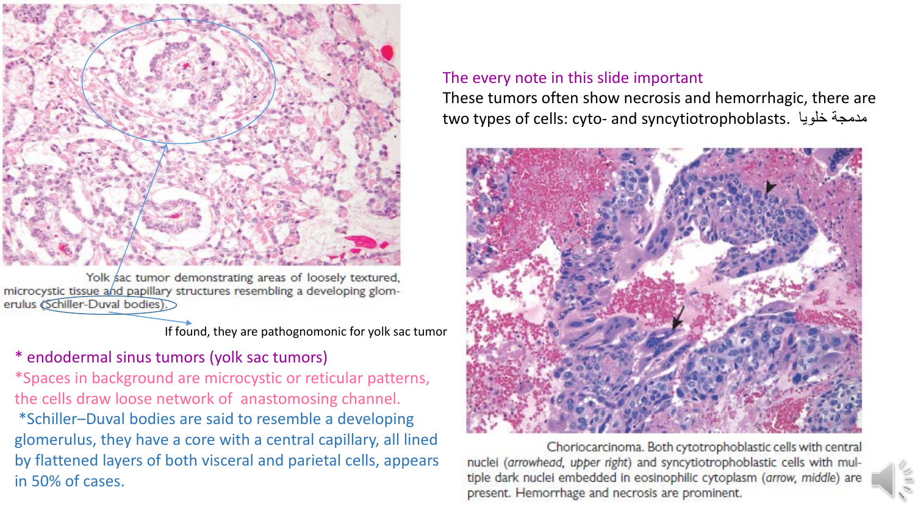Yolk sac tumor demonstrating areas of loosely textured, microcystic tissue and papillary structures resembling a developing glomerulus (Schiller-Duval bodies).

If found, they are pathognomonic for yolk sac tumor

* endodermal sinus tumors (yolk sac tumors)

*Spaces in background are microcystic or reticular patterns, the cells draw loose network of anastomosing channel.

*Schiller–Duval bodies are said to resemble a developing glomerulus, they have a core with a central capillary, all lined by flattened layers of both visceral and parietal cells, appears in 50% of cases.

The every note in this slide important

These tumors often show necrosis and hemorrhagic, there are two types of cells: cyto- and syncytiotrophoblasts. مدمجة خلويا

Choriocarcinoma. Both cytotrophoblastic cells with central nuclei (*arrowhead, upper right*) and syncytiotrophoblastic cells with multiple dark nuclei embedded in eosinophilic cytoplasm (*arrow, middle*) are present. Hemorrhage and necrosis are prominent.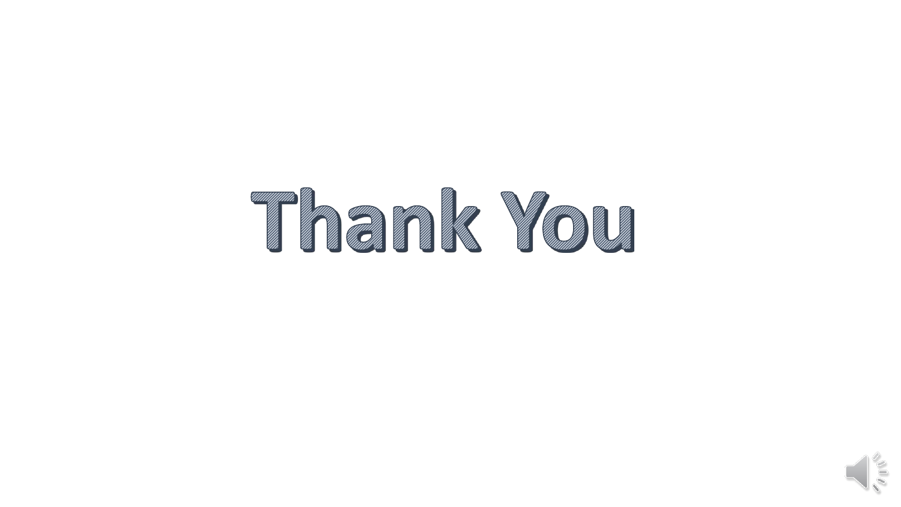# Thank You